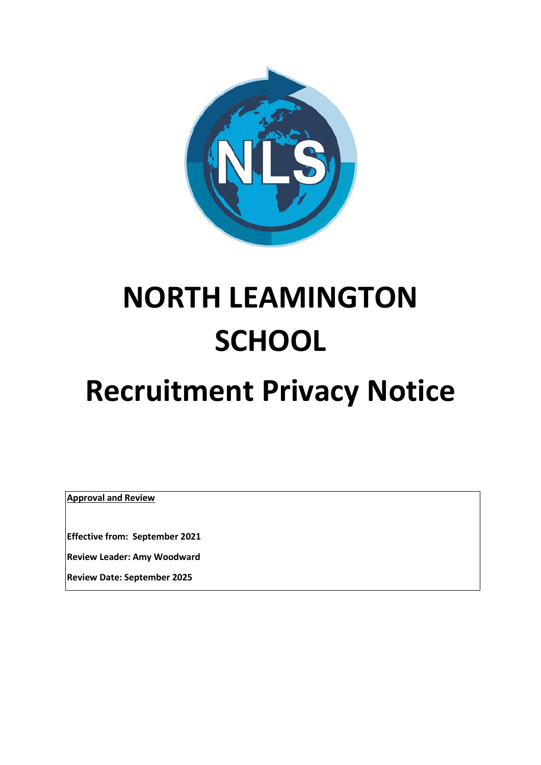# NORTH LEAMINGTON SCHOOL

# Recruitment Privacy Notice

**Approval and Review**

**Effective from: September 2021**

**Review Leader: Amy Woodward**

**Review Date: September 2025**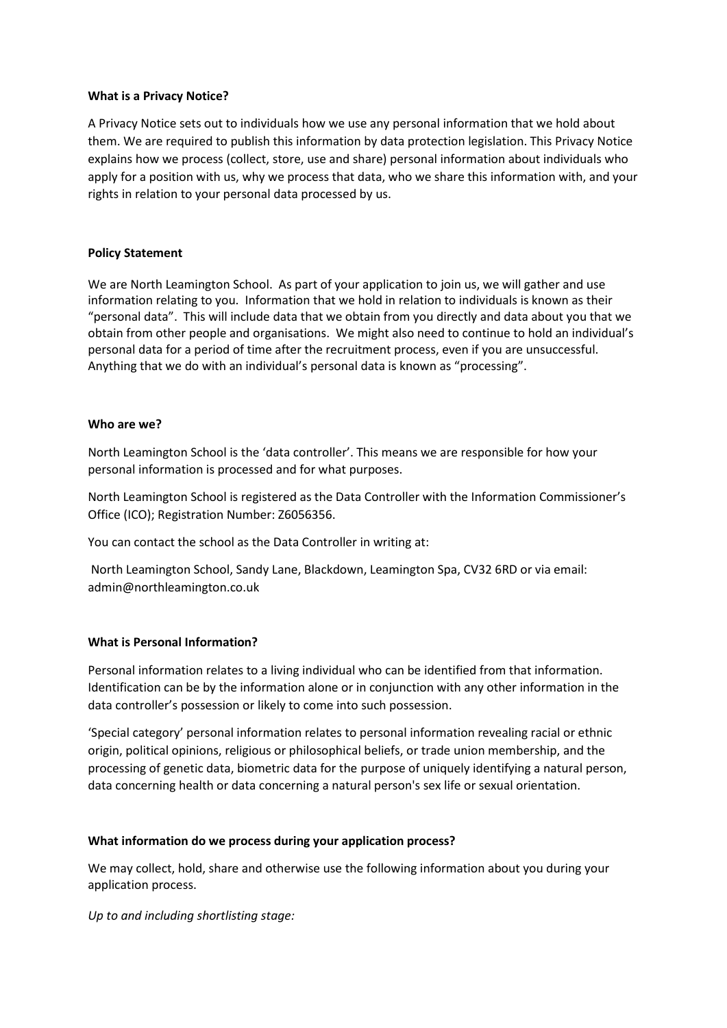**What is a Privacy Notice?**

A Privacy Notice sets out to individuals how we use any personal information that we hold about them. We are required to publish this information by data protection legislation. This Privacy Notice explains how we process (collect, store, use and share) personal information about individuals who apply for a position with us, why we process that data, who we share this information with, and your rights in relation to your personal data processed by us.

**Policy Statement**

We are North Leamington School. As part of your application to join us, we will gather and use information relating to you. Information that we hold in relation to individuals is known as their "personal data". This will include data that we obtain from you directly and data about you that we obtain from other people and organisations. We might also need to continue to hold an individual's personal data for a period of time after the recruitment process, even if you are unsuccessful. Anything that we do with an individual's personal data is known as "processing".

**Who are we?**

North Leamington School is the 'data controller'. This means we are responsible for how your personal information is processed and for what purposes.

North Leamington School is registered as the Data Controller with the Information Commissioner's Office (ICO); Registration Number: Z6056356.

You can contact the school as the Data Controller in writing at:

North Leamington School, Sandy Lane, Blackdown, Leamington Spa, CV32 6RD or via email: admin@northleamington.co.uk

**What is Personal Information?**

Personal information relates to a living individual who can be identified from that information. Identification can be by the information alone or in conjunction with any other information in the data controller's possession or likely to come into such possession.

'Special category' personal information relates to personal information revealing racial or ethnic origin, political opinions, religious or philosophical beliefs, or trade union membership, and the processing of genetic data, biometric data for the purpose of uniquely identifying a natural person, data concerning health or data concerning a natural person's sex life or sexual orientation.

**What information do we process during your application process?**

We may collect, hold, share and otherwise use the following information about you during your application process.

*Up to and including shortlisting stage:*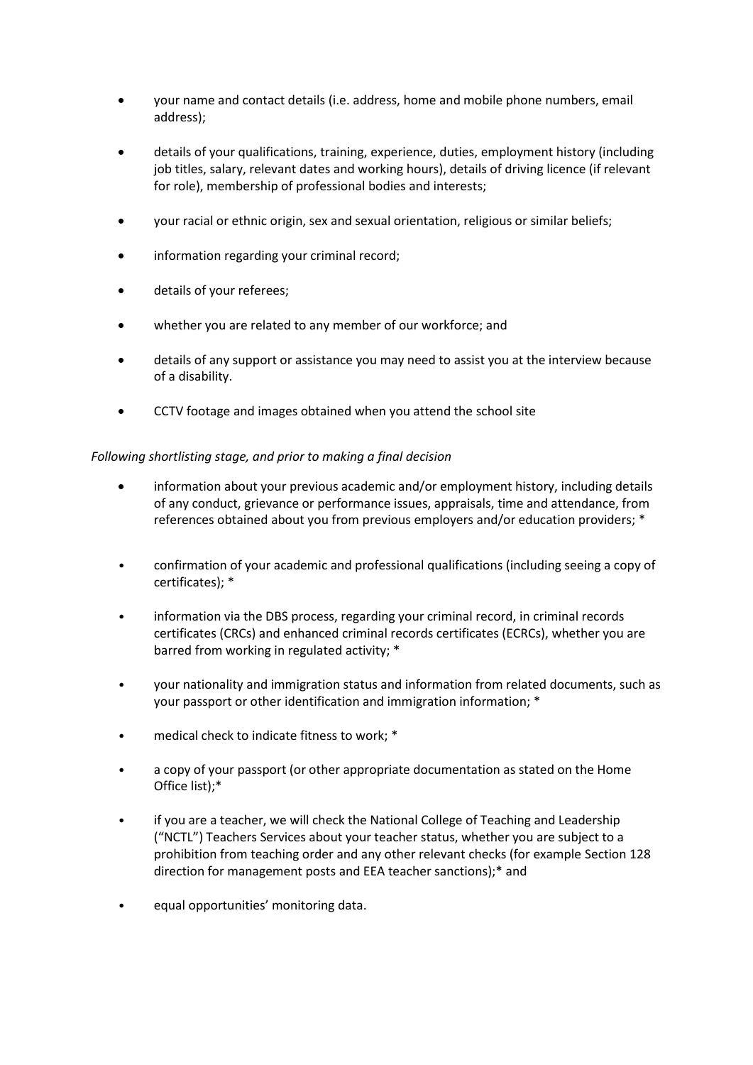- your name and contact details (i.e. address, home and mobile phone numbers, email address);

- details of your qualifications, training, experience, duties, employment history (including job titles, salary, relevant dates and working hours), details of driving licence (if relevant for role), membership of professional bodies and interests;

- your racial or ethnic origin, sex and sexual orientation, religious or similar beliefs;

- information regarding your criminal record;

- details of your referees;

- whether you are related to any member of our workforce; and

- details of any support or assistance you may need to assist you at the interview because of a disability.

- CCTV footage and images obtained when you attend the school site

*Following shortlisting stage, and prior to making a final decision*

- information about your previous academic and/or employment history, including details of any conduct, grievance or performance issues, appraisals, time and attendance, from references obtained about you from previous employers and/or education providers; *

- confirmation of your academic and professional qualifications (including seeing a copy of certificates); *

- information via the DBS process, regarding your criminal record, in criminal records certificates (CRCs) and enhanced criminal records certificates (ECRCs), whether you are barred from working in regulated activity; *

- your nationality and immigration status and information from related documents, such as your passport or other identification and immigration information; *

- medical check to indicate fitness to work; *

- a copy of your passport (or other appropriate documentation as stated on the Home Office list);*

- if you are a teacher, we will check the National College of Teaching and Leadership ("NCTL") Teachers Services about your teacher status, whether you are subject to a prohibition from teaching order and any other relevant checks (for example Section 128 direction for management posts and EEA teacher sanctions);* and

- equal opportunities' monitoring data.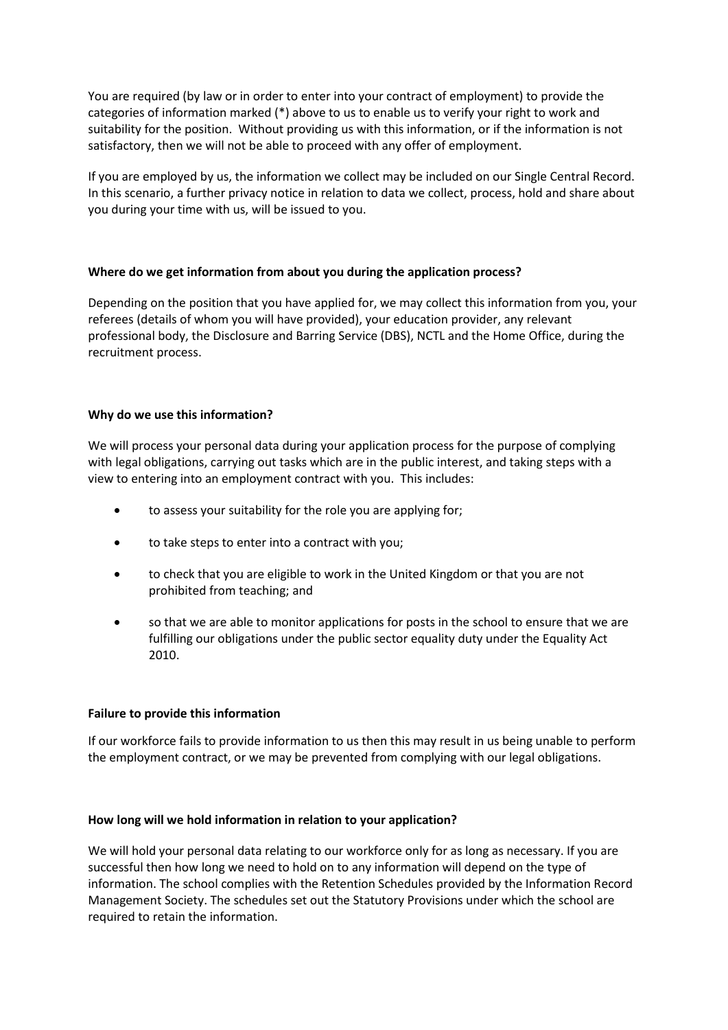You are required (by law or in order to enter into your contract of employment) to provide the categories of information marked (*) above to us to enable us to verify your right to work and suitability for the position. Without providing us with this information, or if the information is not satisfactory, then we will not be able to proceed with any offer of employment.

If you are employed by us, the information we collect may be included on our Single Central Record. In this scenario, a further privacy notice in relation to data we collect, process, hold and share about you during your time with us, will be issued to you.

**Where do we get information from about you during the application process?**

Depending on the position that you have applied for, we may collect this information from you, your referees (details of whom you will have provided), your education provider, any relevant professional body, the Disclosure and Barring Service (DBS), NCTL and the Home Office, during the recruitment process.

**Why do we use this information?**

We will process your personal data during your application process for the purpose of complying with legal obligations, carrying out tasks which are in the public interest, and taking steps with a view to entering into an employment contract with you. This includes:

- to assess your suitability for the role you are applying for;
- to take steps to enter into a contract with you;
- to check that you are eligible to work in the United Kingdom or that you are not prohibited from teaching; and
- so that we are able to monitor applications for posts in the school to ensure that we are fulfilling our obligations under the public sector equality duty under the Equality Act 2010.

**Failure to provide this information**

If our workforce fails to provide information to us then this may result in us being unable to perform the employment contract, or we may be prevented from complying with our legal obligations.

**How long will we hold information in relation to your application?**

We will hold your personal data relating to our workforce only for as long as necessary. If you are successful then how long we need to hold on to any information will depend on the type of information. The school complies with the Retention Schedules provided by the Information Record Management Society. The schedules set out the Statutory Provisions under which the school are required to retain the information.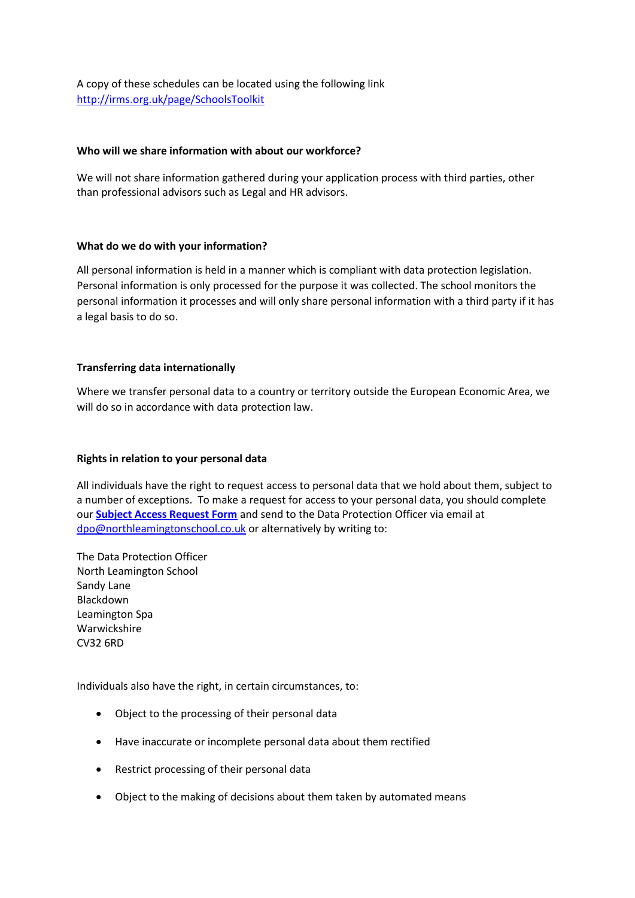A copy of these schedules can be located using the following link
http://irms.org.uk/page/SchoolsToolkit

**Who will we share information with about our workforce?**

We will not share information gathered during your application process with third parties, other than professional advisors such as Legal and HR advisors.

**What do we do with your information?**

All personal information is held in a manner which is compliant with data protection legislation. Personal information is only processed for the purpose it was collected. The school monitors the personal information it processes and will only share personal information with a third party if it has a legal basis to do so.

**Transferring data internationally**

Where we transfer personal data to a country or territory outside the European Economic Area, we will do so in accordance with data protection law.

**Rights in relation to your personal data**

All individuals have the right to request access to personal data that we hold about them, subject to a number of exceptions. To make a request for access to your personal data, you should complete our **Subject Access Request Form** and send to the Data Protection Officer via email at dpo@northleamingtonschool.co.uk or alternatively by writing to:

The Data Protection Officer
North Leamington School
Sandy Lane
Blackdown
Leamington Spa
Warwickshire
CV32 6RD

Individuals also have the right, in certain circumstances, to:

- Object to the processing of their personal data
- Have inaccurate or incomplete personal data about them rectified
- Restrict processing of their personal data
- Object to the making of decisions about them taken by automated means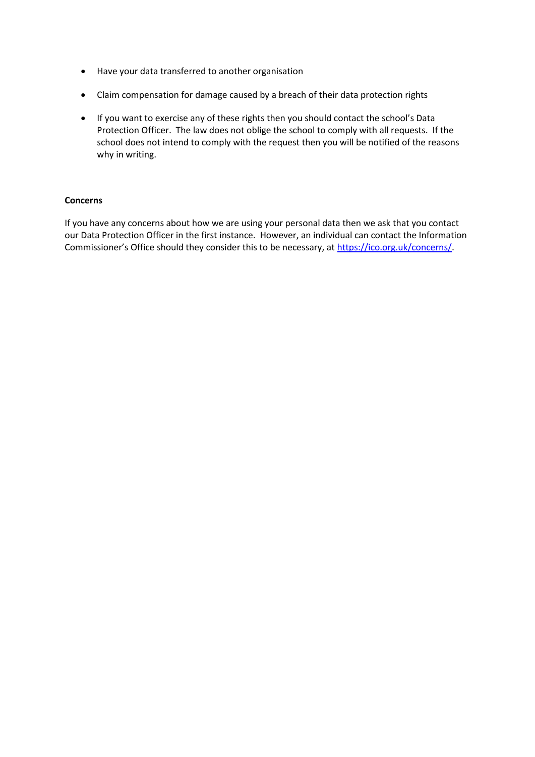- Have your data transferred to another organisation
- Claim compensation for damage caused by a breach of their data protection rights
- If you want to exercise any of these rights then you should contact the school's Data Protection Officer. The law does not oblige the school to comply with all requests. If the school does not intend to comply with the request then you will be notified of the reasons why in writing.

**Concerns**

If you have any concerns about how we are using your personal data then we ask that you contact our Data Protection Officer in the first instance. However, an individual can contact the Information Commissioner's Office should they consider this to be necessary, at [https://ico.org.uk/concerns/](https://ico.org.uk/concerns/).